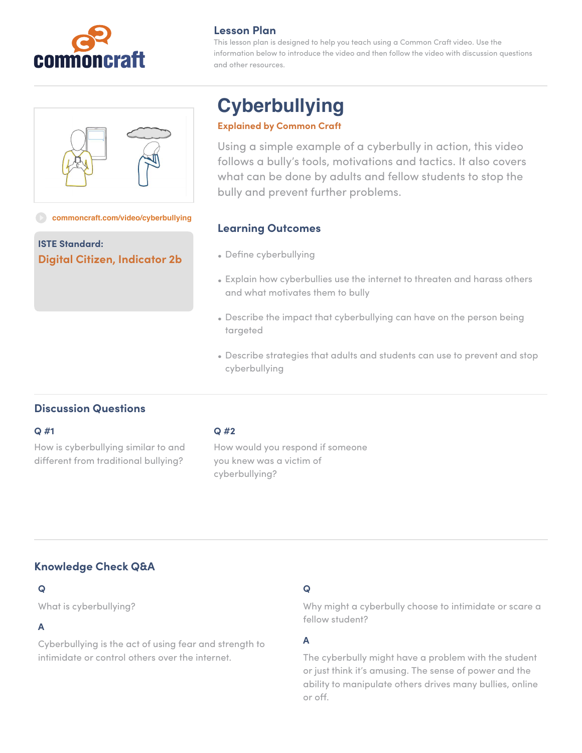commoncraft

## Lesson Plan

This lesson plan is designed to help you teach using a Common Craft video. Use the information below to introduce the video and then follow the video with discussion questions and other resources.

# Cyberbullying

**Explained by Common Craft**

Using a simple example of a cyberbully in action, this video follows a bully's tools, motivations and tactics. It also covers what can be done by adults and fellow students to stop the bully and prevent further problems.

commoncraft.com/video/cyberbullying

**ISTE Standard:**
**Digital Citizen, Indicator 2b**

## Learning Outcomes

- Define cyberbullying
- Explain how cyberbullies use the internet to threaten and harass others and what motivates them to bully
- Describe the impact that cyberbullying can have on the person being targeted
- Describe strategies that adults and students can use to prevent and stop cyberbullying

## Discussion Questions

**Q #1**

How is cyberbullying similar to and different from traditional bullying?

**Q #2**

How would you respond if someone you knew was a victim of cyberbullying?

## Knowledge Check Q&A

**Q**

What is cyberbullying?

**A**

Cyberbullying is the act of using fear and strength to intimidate or control others over the internet.

**Q**

Why might a cyberbully choose to intimidate or scare a fellow student?

**A**

The cyberbully might have a problem with the student or just think it's amusing. The sense of power and the ability to manipulate others drives many bullies, online or off.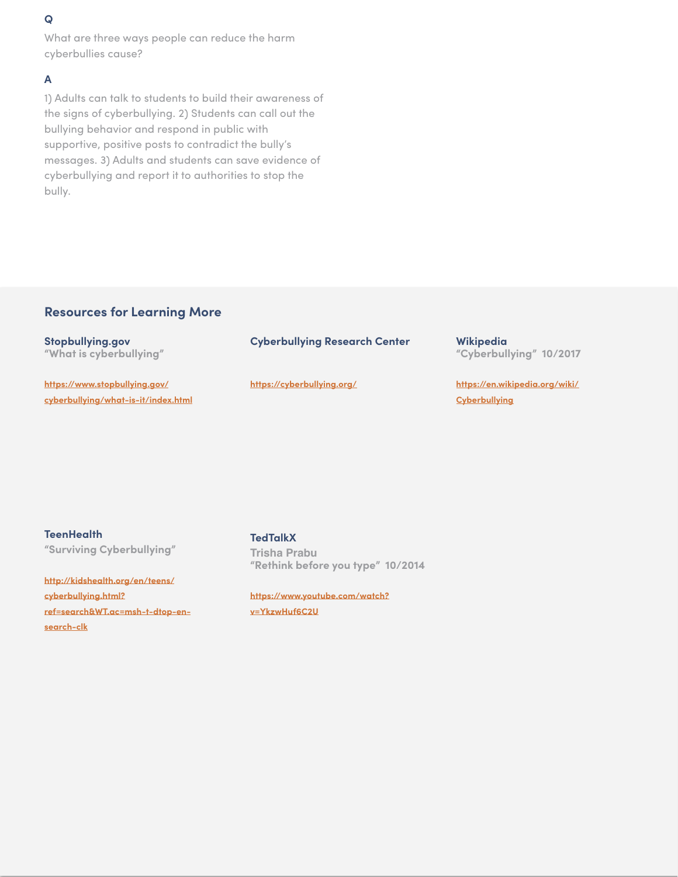**Q**

What are three ways people can reduce the harm cyberbullies cause?

**A**

1) Adults can talk to students to build their awareness of the signs of cyberbullying. 2) Students can call out the bullying behavior and respond in public with supportive, positive posts to contradict the bully's messages. 3) Adults and students can save evidence of cyberbullying and report it to authorities to stop the bully.

## Resources for Learning More

**Stopbullying.gov**
"What is cyberbullying"

https://www.stopbullying.gov/cyberbullying/what-is-it/index.html

**Cyberbullying Research Center**

https://cyberbullying.org/

**Wikipedia**
"Cyberbullying" 10/2017

https://en.wikipedia.org/wiki/Cyberbullying

**TeenHealth**
"Surviving Cyberbullying"

http://kidshealth.org/en/teens/cyberbullying.html?ref=search&WT.ac=msh-t-dtop-en-search-clk

**TedTalkX**
Trisha Prabu
"Rethink before you type" 10/2014

https://www.youtube.com/watch?v=YkzwHuf6C2U